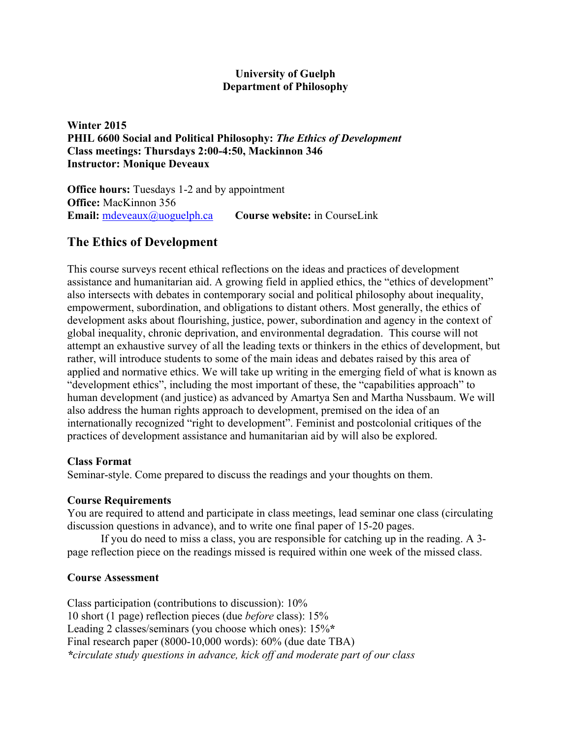**University of Guelph**
**Department of Philosophy**

**Winter 2015**
**PHIL 6600 Social and Political Philosophy: *The Ethics of Development***
**Class meetings: Thursdays 2:00-4:50, Mackinnon 346**
**Instructor: Monique Deveaux**

**Office hours:** Tuesdays 1-2 and by appointment
**Office:** MacKinnon 356
**Email:** mdeveaux@uoguelph.ca **Course website:** in CourseLink

## The Ethics of Development

This course surveys recent ethical reflections on the ideas and practices of development assistance and humanitarian aid. A growing field in applied ethics, the "ethics of development" also intersects with debates in contemporary social and political philosophy about inequality, empowerment, subordination, and obligations to distant others. Most generally, the ethics of development asks about flourishing, justice, power, subordination and agency in the context of global inequality, chronic deprivation, and environmental degradation. This course will not attempt an exhaustive survey of all the leading texts or thinkers in the ethics of development, but rather, will introduce students to some of the main ideas and debates raised by this area of applied and normative ethics. We will take up writing in the emerging field of what is known as "development ethics", including the most important of these, the "capabilities approach" to human development (and justice) as advanced by Amartya Sen and Martha Nussbaum. We will also address the human rights approach to development, premised on the idea of an internationally recognized "right to development". Feminist and postcolonial critiques of the practices of development assistance and humanitarian aid by will also be explored.

**Class Format**
Seminar-style. Come prepared to discuss the readings and your thoughts on them.

**Course Requirements**
You are required to attend and participate in class meetings, lead seminar one class (circulating discussion questions in advance), and to write one final paper of 15-20 pages.

If you do need to miss a class, you are responsible for catching up in the reading. A 3-page reflection piece on the readings missed is required within one week of the missed class.

**Course Assessment**

Class participation (contributions to discussion): 10%
10 short (1 page) reflection pieces (due *before* class): 15%
Leading 2 classes/seminars (you choose which ones): 15%**\***
Final research paper (8000-10,000 words): 60% (due date TBA)
***\*****circulate study questions in advance, kick off and moderate part of our class***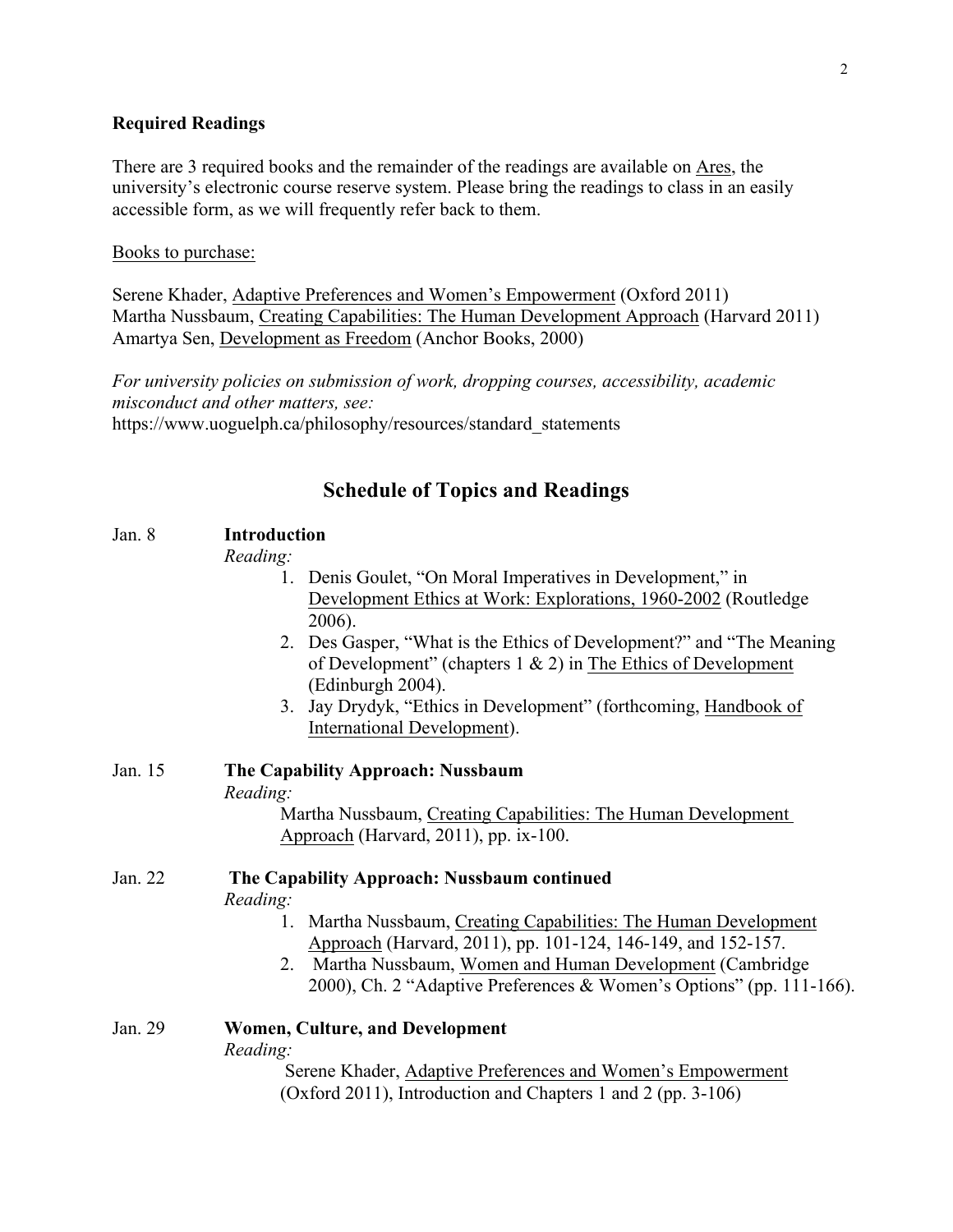**Required Readings**

There are 3 required books and the remainder of the readings are available on Ares, the university's electronic course reserve system. Please bring the readings to class in an easily accessible form, as we will frequently refer back to them.

Books to purchase:

Serene Khader, Adaptive Preferences and Women's Empowerment (Oxford 2011)
Martha Nussbaum, Creating Capabilities: The Human Development Approach (Harvard 2011)
Amartya Sen, Development as Freedom (Anchor Books, 2000)

*For university policies on submission of work, dropping courses, accessibility, academic misconduct and other matters, see:*
https://www.uoguelph.ca/philosophy/resources/standard_statements

## Schedule of Topics and Readings

Jan. 8 **Introduction**

*Reading:*

1. Denis Goulet, "On Moral Imperatives in Development," in Development Ethics at Work: Explorations, 1960-2002 (Routledge 2006).
2. Des Gasper, "What is the Ethics of Development?" and "The Meaning of Development" (chapters 1 & 2) in The Ethics of Development (Edinburgh 2004).
3. Jay Drydyk, "Ethics in Development" (forthcoming, Handbook of International Development).

Jan. 15 **The Capability Approach: Nussbaum**

*Reading:*

Martha Nussbaum, Creating Capabilities: The Human Development Approach (Harvard, 2011), pp. ix-100.

Jan. 22 **The Capability Approach: Nussbaum continued**

*Reading:*

1. Martha Nussbaum, Creating Capabilities: The Human Development Approach (Harvard, 2011), pp. 101-124, 146-149, and 152-157.
2. Martha Nussbaum, Women and Human Development (Cambridge 2000), Ch. 2 "Adaptive Preferences & Women's Options" (pp. 111-166).

Jan. 29 **Women, Culture, and Development**

*Reading:*

Serene Khader, Adaptive Preferences and Women's Empowerment (Oxford 2011), Introduction and Chapters 1 and 2 (pp. 3-106)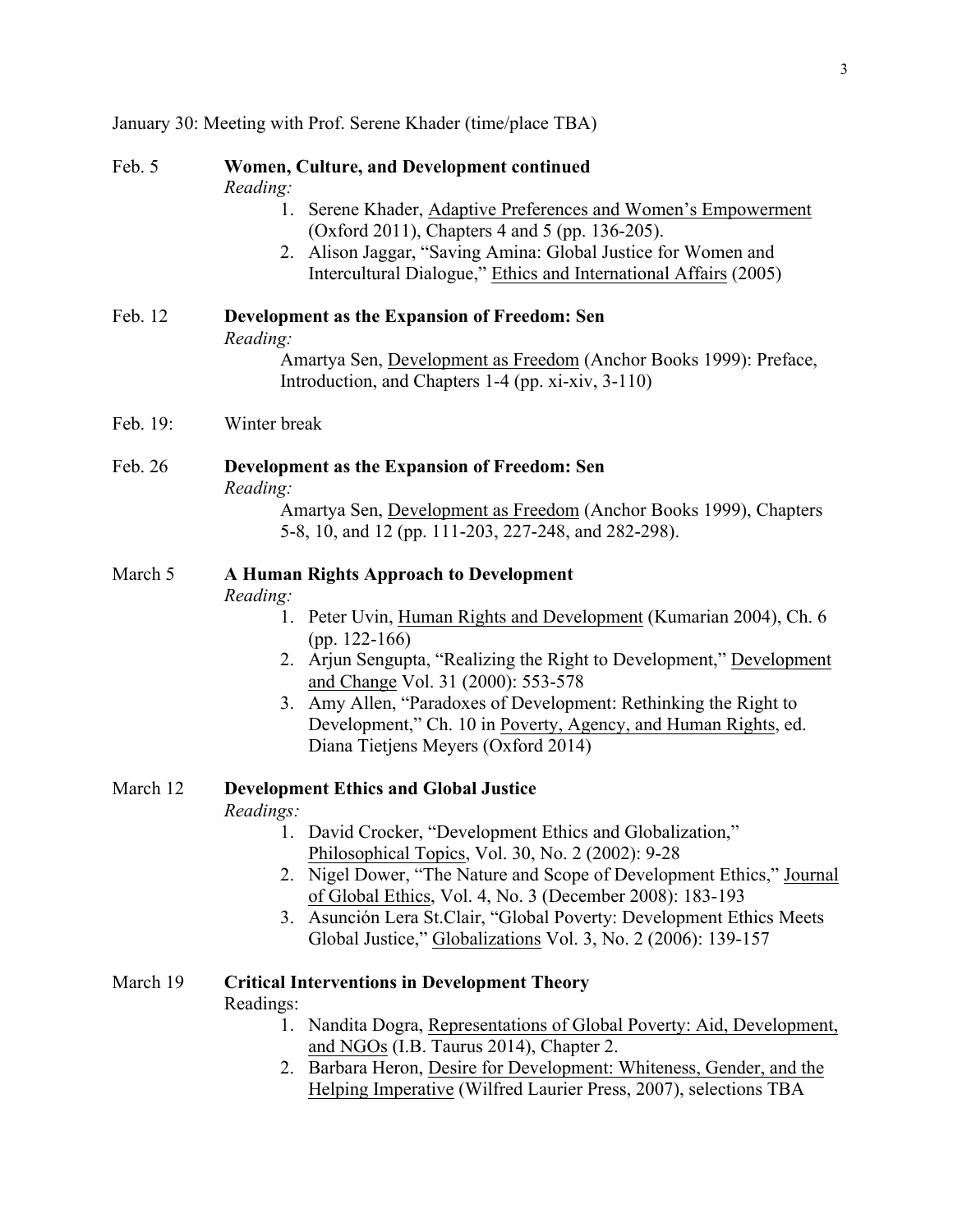January 30: Meeting with Prof. Serene Khader (time/place TBA)

Feb. 5 **Women, Culture, and Development continued**

*Reading:*

1. Serene Khader, Adaptive Preferences and Women's Empowerment (Oxford 2011), Chapters 4 and 5 (pp. 136-205).
2. Alison Jaggar, "Saving Amina: Global Justice for Women and Intercultural Dialogue," Ethics and International Affairs (2005)

Feb. 12 **Development as the Expansion of Freedom: Sen**

*Reading:*

Amartya Sen, Development as Freedom (Anchor Books 1999): Preface, Introduction, and Chapters 1-4 (pp. xi-xiv, 3-110)

Feb. 19: Winter break

Feb. 26 **Development as the Expansion of Freedom: Sen**

*Reading:*

Amartya Sen, Development as Freedom (Anchor Books 1999), Chapters 5-8, 10, and 12 (pp. 111-203, 227-248, and 282-298).

March 5 **A Human Rights Approach to Development**

*Reading:*

1. Peter Uvin, Human Rights and Development (Kumarian 2004), Ch. 6 (pp. 122-166)
2. Arjun Sengupta, "Realizing the Right to Development," Development and Change Vol. 31 (2000): 553-578
3. Amy Allen, "Paradoxes of Development: Rethinking the Right to Development," Ch. 10 in Poverty, Agency, and Human Rights, ed. Diana Tietjens Meyers (Oxford 2014)

March 12 **Development Ethics and Global Justice**

*Readings:*

1. David Crocker, "Development Ethics and Globalization," Philosophical Topics, Vol. 30, No. 2 (2002): 9-28
2. Nigel Dower, "The Nature and Scope of Development Ethics," Journal of Global Ethics, Vol. 4, No. 3 (December 2008): 183-193
3. Asunción Lera St.Clair, "Global Poverty: Development Ethics Meets Global Justice," Globalizations Vol. 3, No. 2 (2006): 139-157

March 19 **Critical Interventions in Development Theory**

Readings:

1. Nandita Dogra, Representations of Global Poverty: Aid, Development, and NGOs (I.B. Taurus 2014), Chapter 2.
2. Barbara Heron, Desire for Development: Whiteness, Gender, and the Helping Imperative (Wilfred Laurier Press, 2007), selections TBA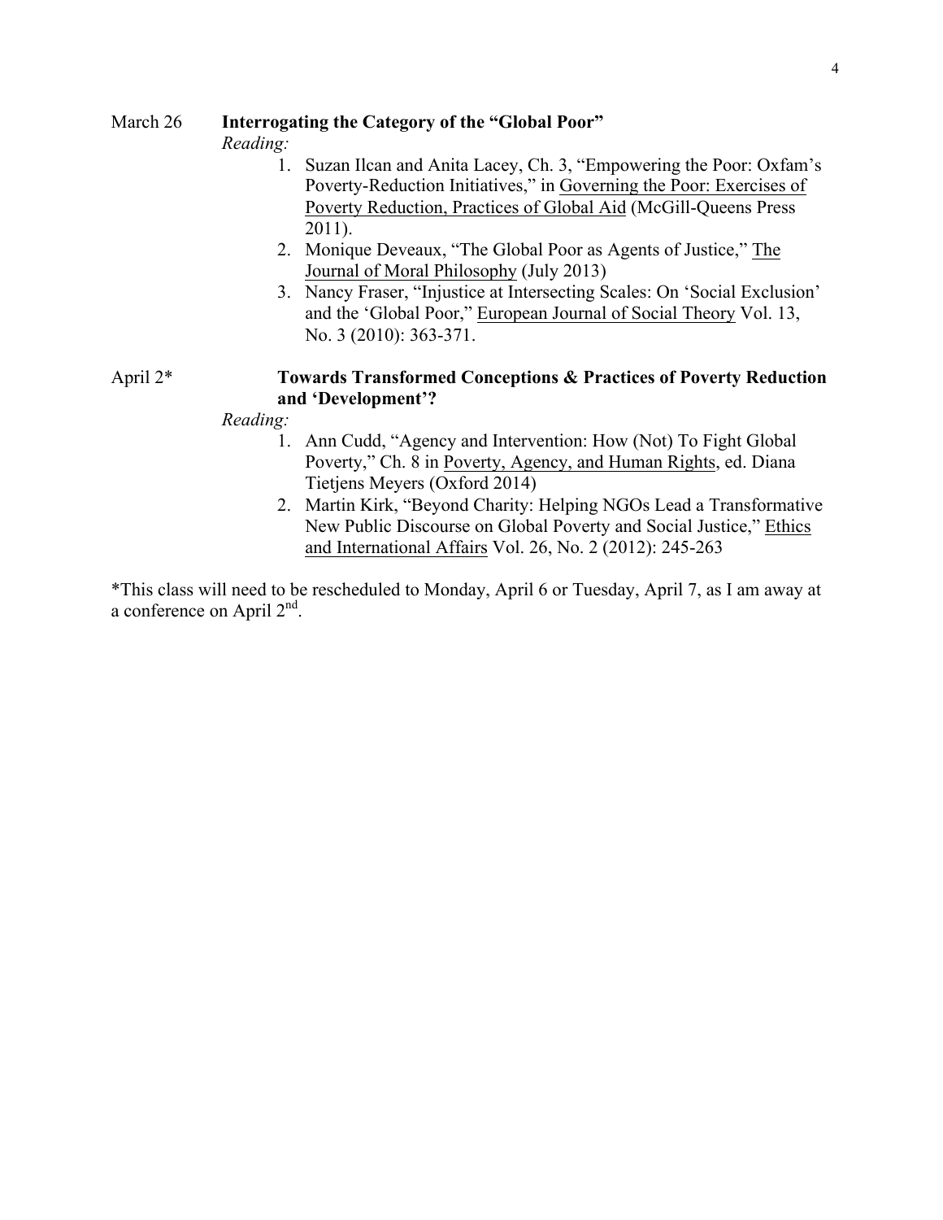March 26 **Interrogating the Category of the "Global Poor"**

*Reading:*

1. Suzan Ilcan and Anita Lacey, Ch. 3, "Empowering the Poor: Oxfam's Poverty-Reduction Initiatives," in Governing the Poor: Exercises of Poverty Reduction, Practices of Global Aid (McGill-Queens Press 2011).
2. Monique Deveaux, "The Global Poor as Agents of Justice," The Journal of Moral Philosophy (July 2013)
3. Nancy Fraser, "Injustice at Intersecting Scales: On 'Social Exclusion' and the 'Global Poor," European Journal of Social Theory Vol. 13, No. 3 (2010): 363-371.

April 2* **Towards Transformed Conceptions & Practices of Poverty Reduction and 'Development'?**

*Reading:*

1. Ann Cudd, "Agency and Intervention: How (Not) To Fight Global Poverty," Ch. 8 in Poverty, Agency, and Human Rights, ed. Diana Tietjens Meyers (Oxford 2014)
2. Martin Kirk, "Beyond Charity: Helping NGOs Lead a Transformative New Public Discourse on Global Poverty and Social Justice," Ethics and International Affairs Vol. 26, No. 2 (2012): 245-263

*This class will need to be rescheduled to Monday, April 6 or Tuesday, April 7, as I am away at a conference on April 2nd.